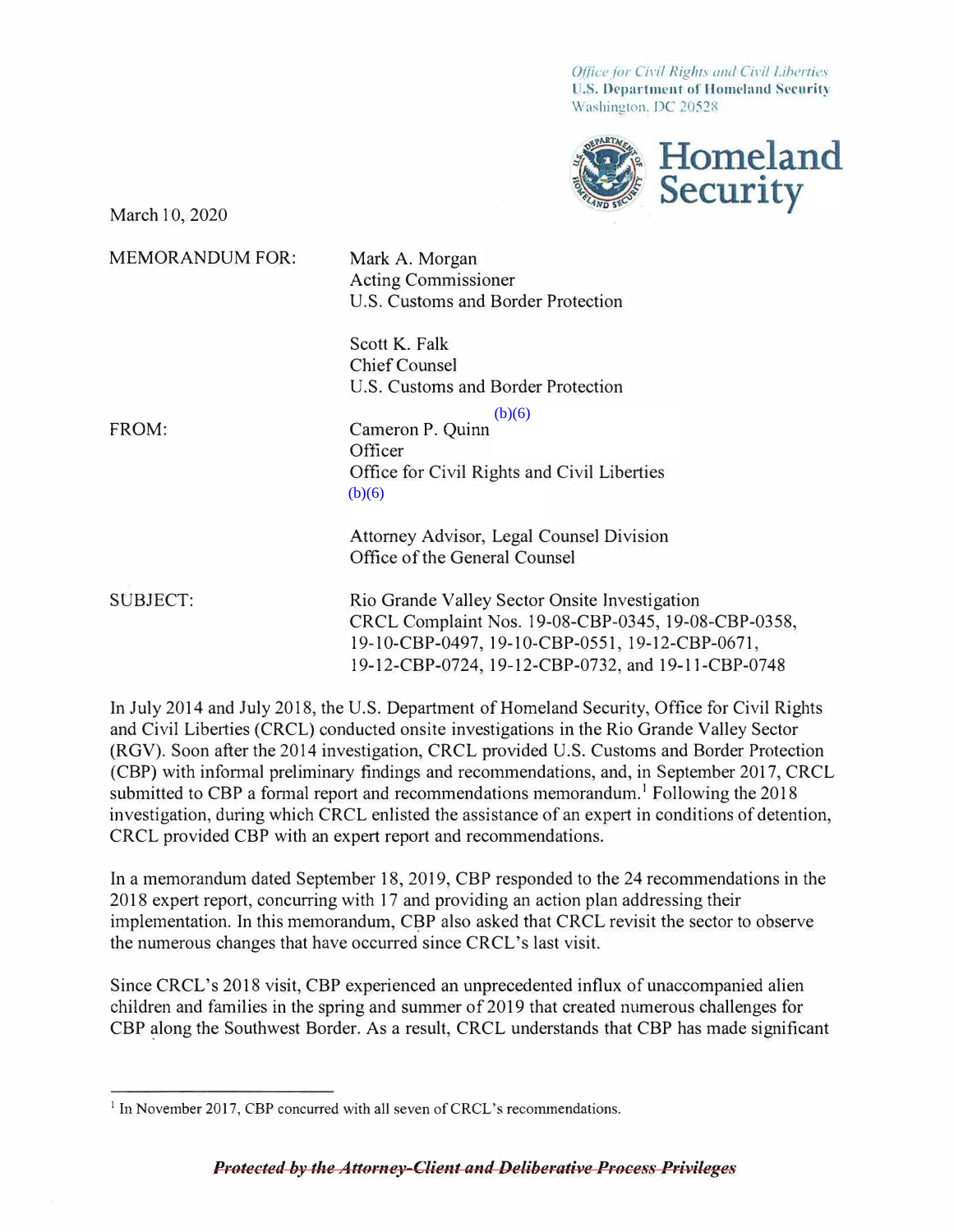*Office for Civil Rights and Civil Liberties*
**U.S. Department of Homeland Security**
Washington, DC 20528

**Homeland Security**

March 10, 2020

MEMORANDUM FOR: Mark A. Morgan
Acting Commissioner
U.S. Customs and Border Protection

Scott K. Falk
Chief Counsel
U.S. Customs and Border Protection

FROM: Cameron P. Quinn (b)(6)
Officer
Office for Civil Rights and Civil Liberties
(b)(6)

Attorney Advisor, Legal Counsel Division
Office of the General Counsel

SUBJECT: Rio Grande Valley Sector Onsite Investigation
CRCL Complaint Nos. 19-08-CBP-0345, 19-08-CBP-0358, 19-10-CBP-0497, 19-10-CBP-0551, 19-12-CBP-0671, 19-12-CBP-0724, 19-12-CBP-0732, and 19-11-CBP-0748

In July 2014 and July 2018, the U.S. Department of Homeland Security, Office for Civil Rights and Civil Liberties (CRCL) conducted onsite investigations in the Rio Grande Valley Sector (RGV). Soon after the 2014 investigation, CRCL provided U.S. Customs and Border Protection (CBP) with informal preliminary findings and recommendations, and, in September 2017, CRCL submitted to CBP a formal report and recommendations memorandum.[1] Following the 2018 investigation, during which CRCL enlisted the assistance of an expert in conditions of detention, CRCL provided CBP with an expert report and recommendations.

In a memorandum dated September 18, 2019, CBP responded to the 24 recommendations in the 2018 expert report, concurring with 17 and providing an action plan addressing their implementation. In this memorandum, CBP also asked that CRCL revisit the sector to observe the numerous changes that have occurred since CRCL's last visit.

Since CRCL's 2018 visit, CBP experienced an unprecedented influx of unaccompanied alien children and families in the spring and summer of 2019 that created numerous challenges for CBP along the Southwest Border. As a result, CRCL understands that CBP has made significant

[1] In November 2017, CBP concurred with all seven of CRCL's recommendations.

~~***Protected by the Attorney-Client and Deliberative Process Privileges***~~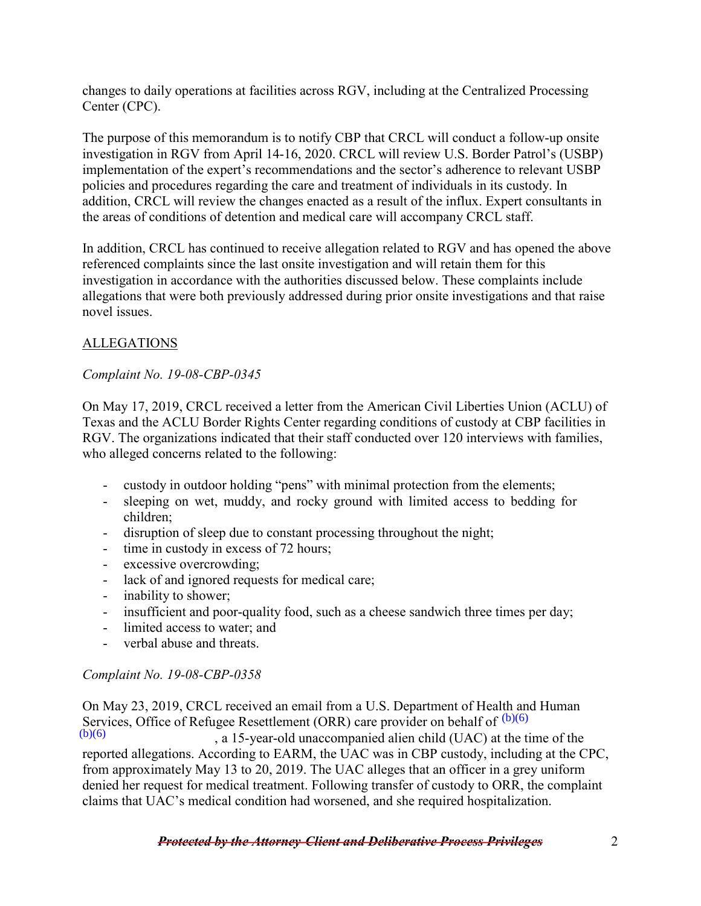changes to daily operations at facilities across RGV, including at the Centralized Processing Center (CPC).

The purpose of this memorandum is to notify CBP that CRCL will conduct a follow-up onsite investigation in RGV from April 14-16, 2020. CRCL will review U.S. Border Patrol's (USBP) implementation of the expert's recommendations and the sector's adherence to relevant USBP policies and procedures regarding the care and treatment of individuals in its custody. In addition, CRCL will review the changes enacted as a result of the influx. Expert consultants in the areas of conditions of detention and medical care will accompany CRCL staff.

In addition, CRCL has continued to receive allegation related to RGV and has opened the above referenced complaints since the last onsite investigation and will retain them for this investigation in accordance with the authorities discussed below. These complaints include allegations that were both previously addressed during prior onsite investigations and that raise novel issues.

## ALLEGATIONS

*Complaint No. 19-08-CBP-0345*

On May 17, 2019, CRCL received a letter from the American Civil Liberties Union (ACLU) of Texas and the ACLU Border Rights Center regarding conditions of custody at CBP facilities in RGV. The organizations indicated that their staff conducted over 120 interviews with families, who alleged concerns related to the following:

- custody in outdoor holding "pens" with minimal protection from the elements;
- sleeping on wet, muddy, and rocky ground with limited access to bedding for children;
- disruption of sleep due to constant processing throughout the night;
- time in custody in excess of 72 hours;
- excessive overcrowding;
- lack of and ignored requests for medical care;
- inability to shower;
- insufficient and poor-quality food, such as a cheese sandwich three times per day;
- limited access to water; and
- verbal abuse and threats.

*Complaint No. 19-08-CBP-0358*

On May 23, 2019, CRCL received an email from a U.S. Department of Health and Human Services, Office of Refugee Resettlement (ORR) care provider on behalf of (b)(6) (b)(6), a 15-year-old unaccompanied alien child (UAC) at the time of the reported allegations. According to EARM, the UAC was in CBP custody, including at the CPC, from approximately May 13 to 20, 2019. The UAC alleges that an officer in a grey uniform denied her request for medical treatment. Following transfer of custody to ORR, the complaint claims that UAC's medical condition had worsened, and she required hospitalization.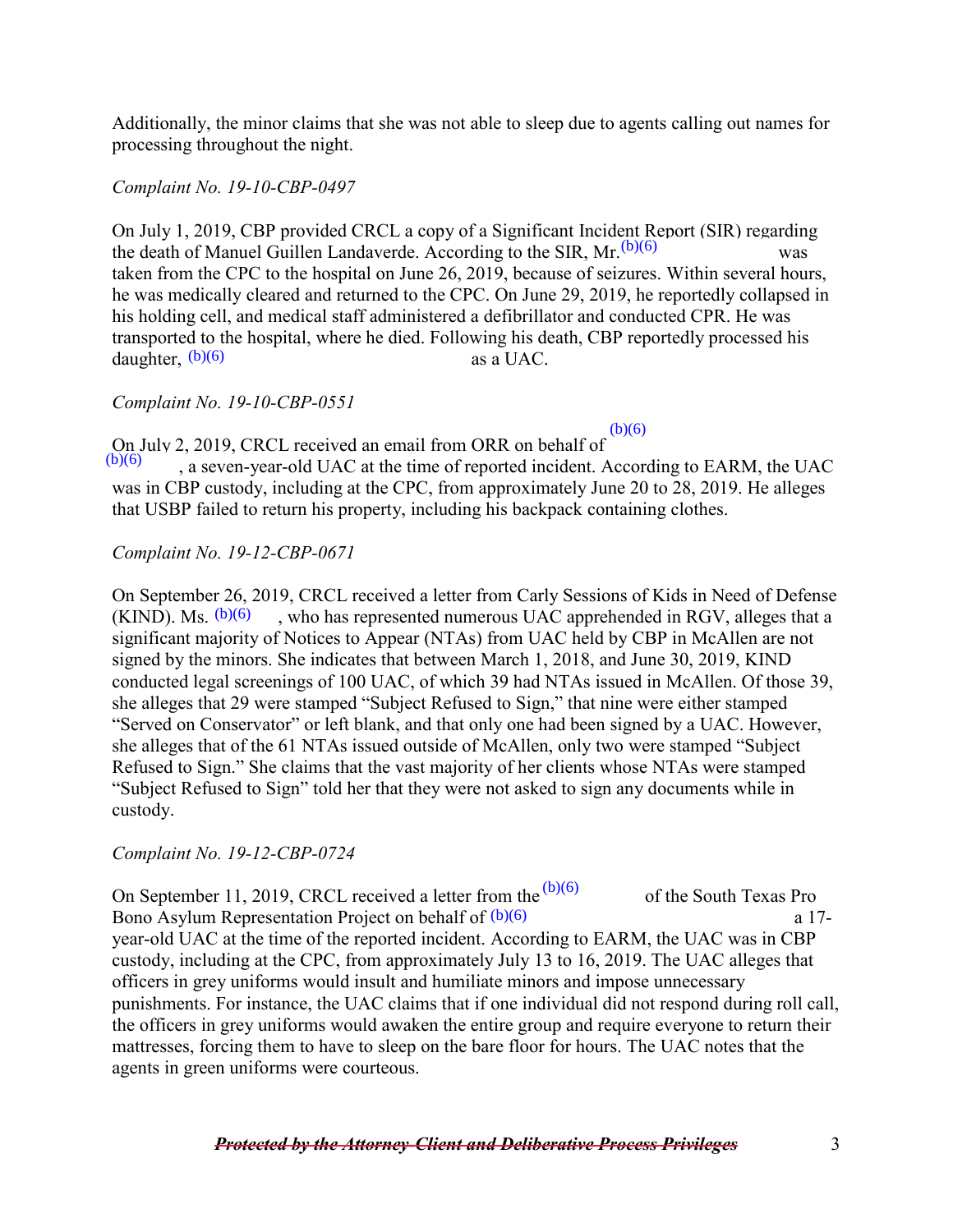Additionally, the minor claims that she was not able to sleep due to agents calling out names for processing throughout the night.

*Complaint No. 19-10-CBP-0497*

On July 1, 2019, CBP provided CRCL a copy of a Significant Incident Report (SIR) regarding the death of Manuel Guillen Landaverde. According to the SIR, Mr. (b)(6) was taken from the CPC to the hospital on June 26, 2019, because of seizures. Within several hours, he was medically cleared and returned to the CPC. On June 29, 2019, he reportedly collapsed in his holding cell, and medical staff administered a defibrillator and conducted CPR. He was transported to the hospital, where he died. Following his death, CBP reportedly processed his daughter, (b)(6) as a UAC.

*Complaint No. 19-10-CBP-0551*

On July 2, 2019, CRCL received an email from ORR on behalf of (b)(6) (b)(6), a seven-year-old UAC at the time of reported incident. According to EARM, the UAC was in CBP custody, including at the CPC, from approximately June 20 to 28, 2019. He alleges that USBP failed to return his property, including his backpack containing clothes.

*Complaint No. 19-12-CBP-0671*

On September 26, 2019, CRCL received a letter from Carly Sessions of Kids in Need of Defense (KIND). Ms. (b)(6), who has represented numerous UAC apprehended in RGV, alleges that a significant majority of Notices to Appear (NTAs) from UAC held by CBP in McAllen are not signed by the minors. She indicates that between March 1, 2018, and June 30, 2019, KIND conducted legal screenings of 100 UAC, of which 39 had NTAs issued in McAllen. Of those 39, she alleges that 29 were stamped "Subject Refused to Sign," that nine were either stamped "Served on Conservator" or left blank, and that only one had been signed by a UAC. However, she alleges that of the 61 NTAs issued outside of McAllen, only two were stamped "Subject Refused to Sign." She claims that the vast majority of her clients whose NTAs were stamped "Subject Refused to Sign" told her that they were not asked to sign any documents while in custody.

*Complaint No. 19-12-CBP-0724*

On September 11, 2019, CRCL received a letter from the (b)(6) of the South Texas Pro Bono Asylum Representation Project on behalf of (b)(6) a 17-year-old UAC at the time of the reported incident. According to EARM, the UAC was in CBP custody, including at the CPC, from approximately July 13 to 16, 2019. The UAC alleges that officers in grey uniforms would insult and humiliate minors and impose unnecessary punishments. For instance, the UAC claims that if one individual did not respond during roll call, the officers in grey uniforms would awaken the entire group and require everyone to return their mattresses, forcing them to have to sleep on the bare floor for hours. The UAC notes that the agents in green uniforms were courteous.

~~***Protected by the Attorney-Client and Deliberative Process Privileges***~~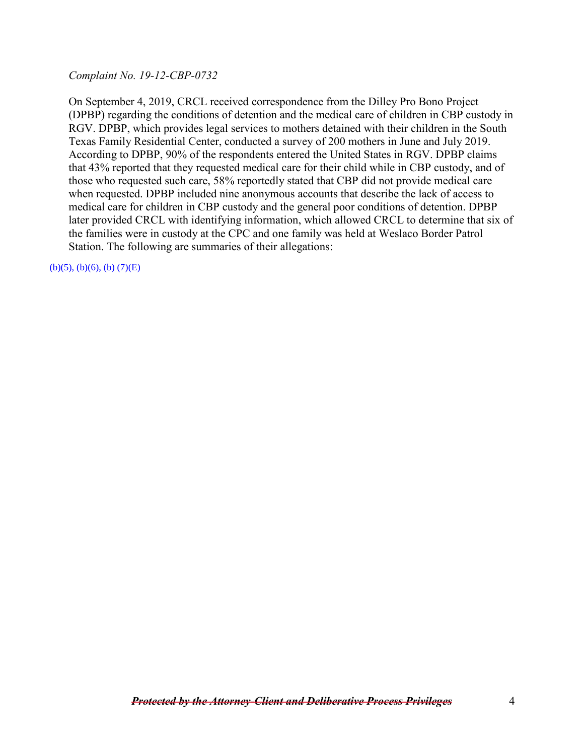*Complaint No. 19-12-CBP-0732*

On September 4, 2019, CRCL received correspondence from the Dilley Pro Bono Project (DPBP) regarding the conditions of detention and the medical care of children in CBP custody in RGV. DPBP, which provides legal services to mothers detained with their children in the South Texas Family Residential Center, conducted a survey of 200 mothers in June and July 2019. According to DPBP, 90% of the respondents entered the United States in RGV. DPBP claims that 43% reported that they requested medical care for their child while in CBP custody, and of those who requested such care, 58% reportedly stated that CBP did not provide medical care when requested. DPBP included nine anonymous accounts that describe the lack of access to medical care for children in CBP custody and the general poor conditions of detention. DPBP later provided CRCL with identifying information, which allowed CRCL to determine that six of the families were in custody at the CPC and one family was held at Weslaco Border Patrol Station. The following are summaries of their allegations:

(b)(5), (b)(6), (b) (7)(E)

~~***Protected by the Attorney-Client and Deliberative Process Privileges***~~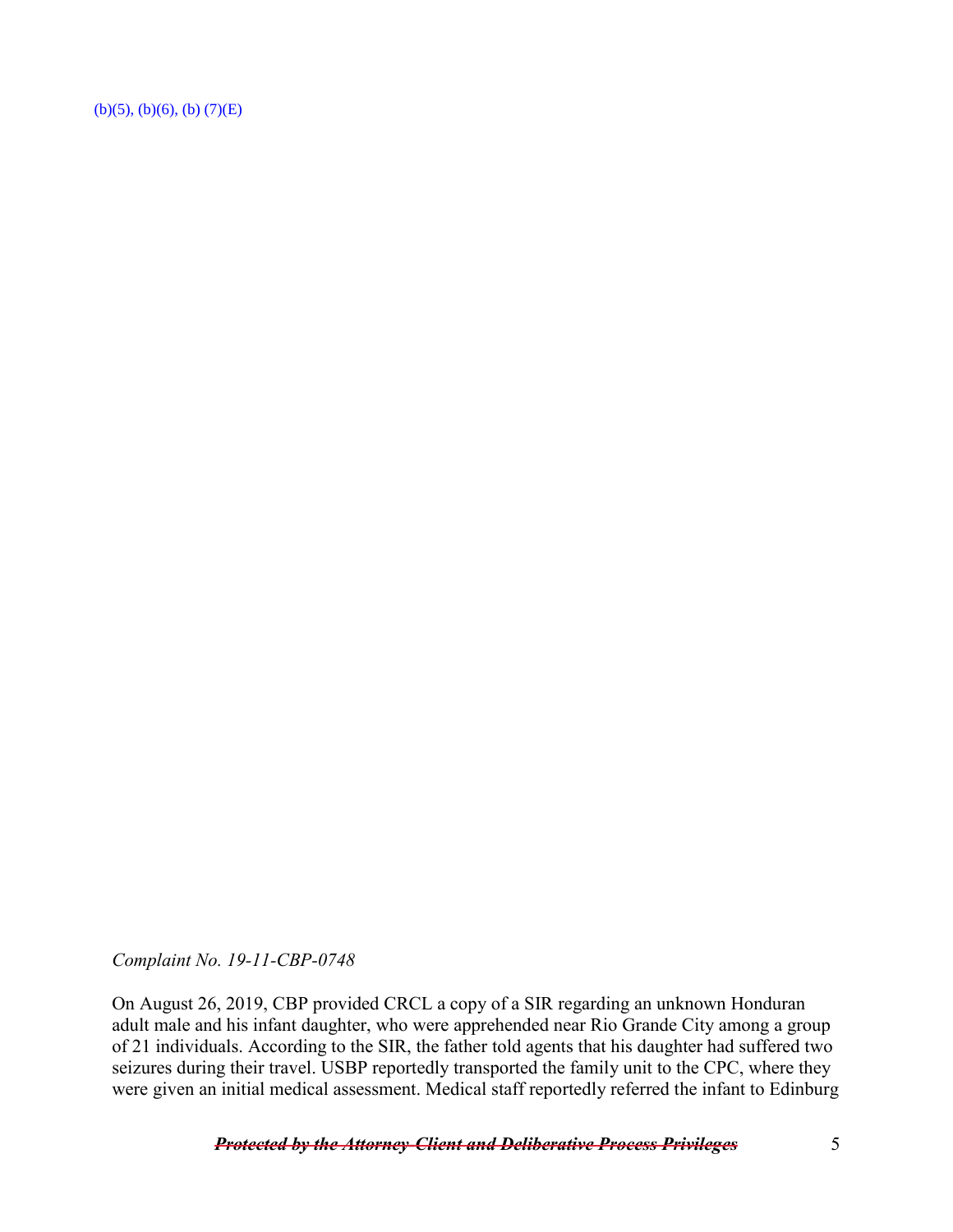(b)(5), (b)(6), (b) (7)(E)

*Complaint No. 19-11-CBP-0748*

On August 26, 2019, CBP provided CRCL a copy of a SIR regarding an unknown Honduran adult male and his infant daughter, who were apprehended near Rio Grande City among a group of 21 individuals. According to the SIR, the father told agents that his daughter had suffered two seizures during their travel. USBP reportedly transported the family unit to the CPC, where they were given an initial medical assessment. Medical staff reportedly referred the infant to Edinburg

~~***Protected by the Attorney-Client and Deliberative Process Privileges***~~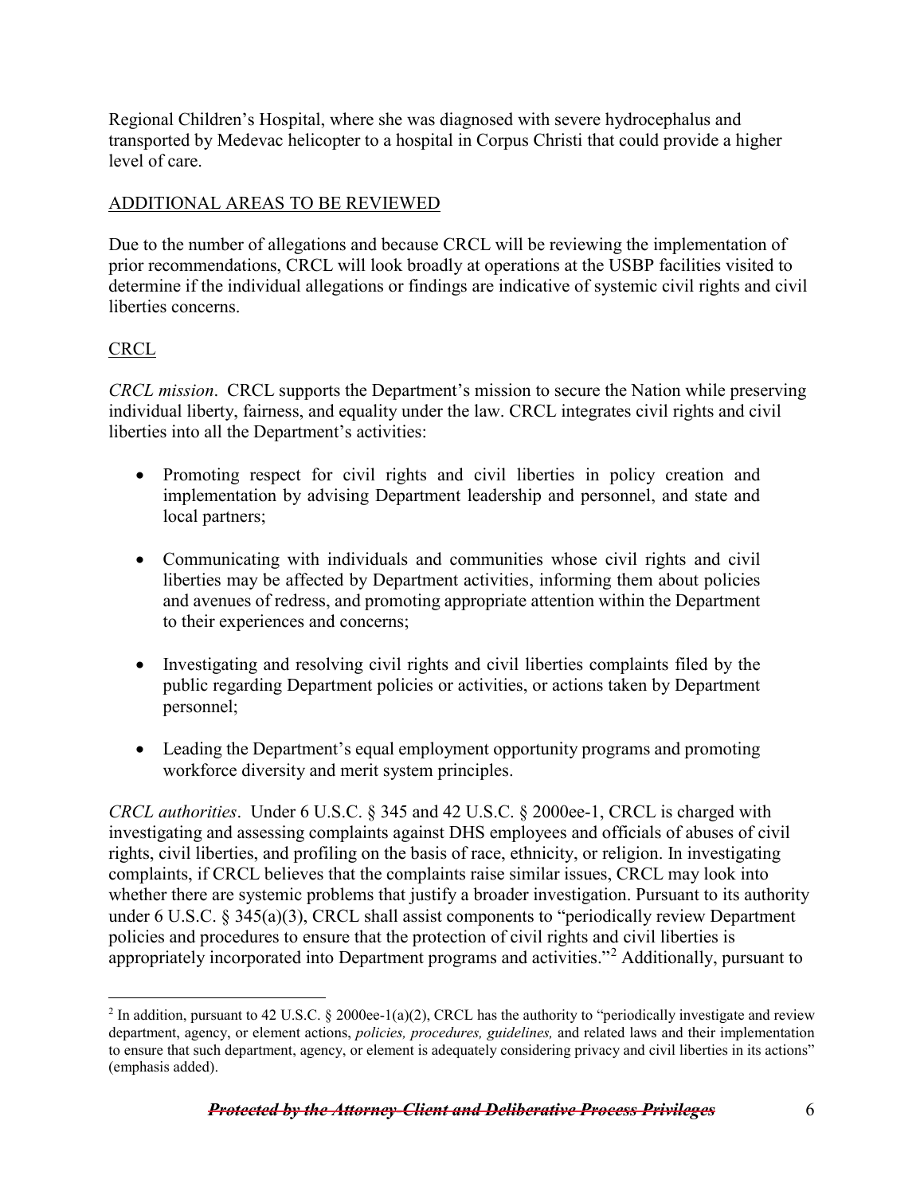Regional Children's Hospital, where she was diagnosed with severe hydrocephalus and transported by Medevac helicopter to a hospital in Corpus Christi that could provide a higher level of care.

ADDITIONAL AREAS TO BE REVIEWED

Due to the number of allegations and because CRCL will be reviewing the implementation of prior recommendations, CRCL will look broadly at operations at the USBP facilities visited to determine if the individual allegations or findings are indicative of systemic civil rights and civil liberties concerns.

CRCL

*CRCL mission*. CRCL supports the Department's mission to secure the Nation while preserving individual liberty, fairness, and equality under the law. CRCL integrates civil rights and civil liberties into all the Department's activities:

- Promoting respect for civil rights and civil liberties in policy creation and implementation by advising Department leadership and personnel, and state and local partners;
- Communicating with individuals and communities whose civil rights and civil liberties may be affected by Department activities, informing them about policies and avenues of redress, and promoting appropriate attention within the Department to their experiences and concerns;
- Investigating and resolving civil rights and civil liberties complaints filed by the public regarding Department policies or activities, or actions taken by Department personnel;
- Leading the Department's equal employment opportunity programs and promoting workforce diversity and merit system principles.

*CRCL authorities*. Under 6 U.S.C. § 345 and 42 U.S.C. § 2000ee-1, CRCL is charged with investigating and assessing complaints against DHS employees and officials of abuses of civil rights, civil liberties, and profiling on the basis of race, ethnicity, or religion. In investigating complaints, if CRCL believes that the complaints raise similar issues, CRCL may look into whether there are systemic problems that justify a broader investigation. Pursuant to its authority under 6 U.S.C. § 345(a)(3), CRCL shall assist components to "periodically review Department policies and procedures to ensure that the protection of civil rights and civil liberties is appropriately incorporated into Department programs and activities."[2] Additionally, pursuant to

[2] In addition, pursuant to 42 U.S.C. § 2000ee-1(a)(2), CRCL has the authority to "periodically investigate and review department, agency, or element actions, *policies, procedures, guidelines,* and related laws and their implementation to ensure that such department, agency, or element is adequately considering privacy and civil liberties in its actions" (emphasis added).

~~***Protected by the Attorney-Client and Deliberative Process Privileges***~~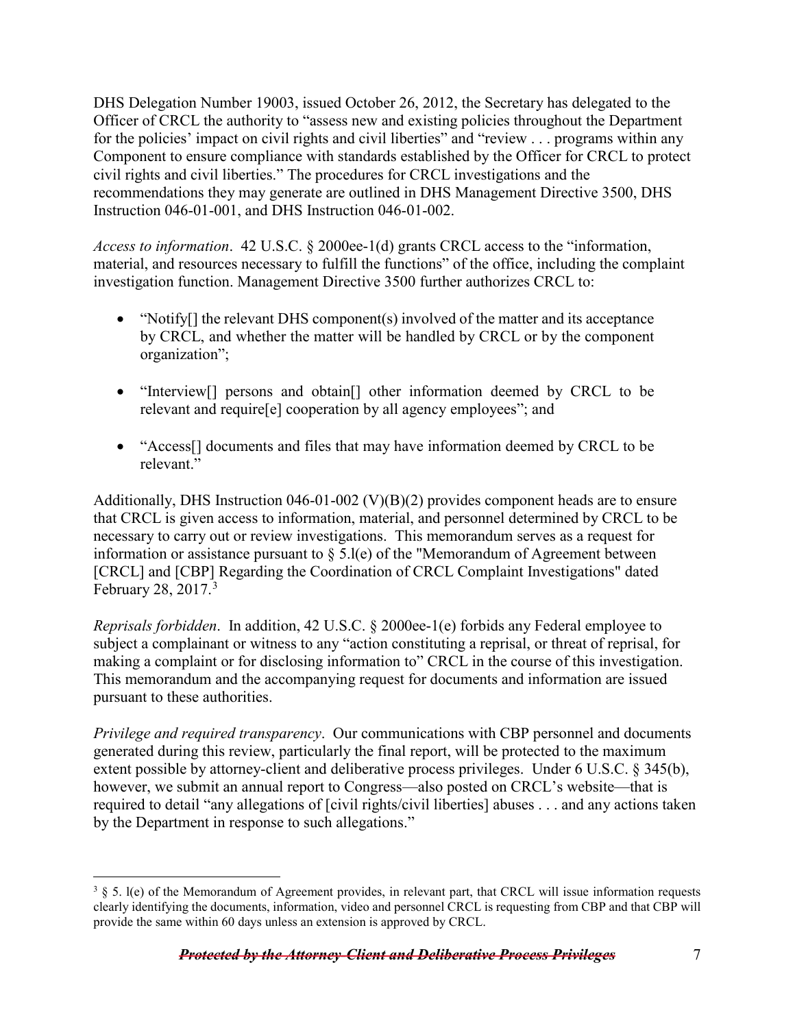DHS Delegation Number 19003, issued October 26, 2012, the Secretary has delegated to the Officer of CRCL the authority to "assess new and existing policies throughout the Department for the policies' impact on civil rights and civil liberties" and "review . . . programs within any Component to ensure compliance with standards established by the Officer for CRCL to protect civil rights and civil liberties." The procedures for CRCL investigations and the recommendations they may generate are outlined in DHS Management Directive 3500, DHS Instruction 046-01-001, and DHS Instruction 046-01-002.

*Access to information*. 42 U.S.C. § 2000ee-1(d) grants CRCL access to the "information, material, and resources necessary to fulfill the functions" of the office, including the complaint investigation function. Management Directive 3500 further authorizes CRCL to:

- "Notify[] the relevant DHS component(s) involved of the matter and its acceptance by CRCL, and whether the matter will be handled by CRCL or by the component organization";
- "Interview[] persons and obtain[] other information deemed by CRCL to be relevant and require[e] cooperation by all agency employees"; and
- "Access[] documents and files that may have information deemed by CRCL to be relevant."

Additionally, DHS Instruction 046-01-002 (V)(B)(2) provides component heads are to ensure that CRCL is given access to information, material, and personnel determined by CRCL to be necessary to carry out or review investigations. This memorandum serves as a request for information or assistance pursuant to § 5.l(e) of the "Memorandum of Agreement between [CRCL] and [CBP] Regarding the Coordination of CRCL Complaint Investigations" dated February 28, 2017.[3]

*Reprisals forbidden*. In addition, 42 U.S.C. § 2000ee-1(e) forbids any Federal employee to subject a complainant or witness to any "action constituting a reprisal, or threat of reprisal, for making a complaint or for disclosing information to" CRCL in the course of this investigation. This memorandum and the accompanying request for documents and information are issued pursuant to these authorities.

*Privilege and required transparency*. Our communications with CBP personnel and documents generated during this review, particularly the final report, will be protected to the maximum extent possible by attorney-client and deliberative process privileges. Under 6 U.S.C. § 345(b), however, we submit an annual report to Congress—also posted on CRCL's website—that is required to detail "any allegations of [civil rights/civil liberties] abuses . . . and any actions taken by the Department in response to such allegations."

[3] § 5. l(e) of the Memorandum of Agreement provides, in relevant part, that CRCL will issue information requests clearly identifying the documents, information, video and personnel CRCL is requesting from CBP and that CBP will provide the same within 60 days unless an extension is approved by CRCL.

~~***Protected by the Attorney-Client and Deliberative Process Privileges***~~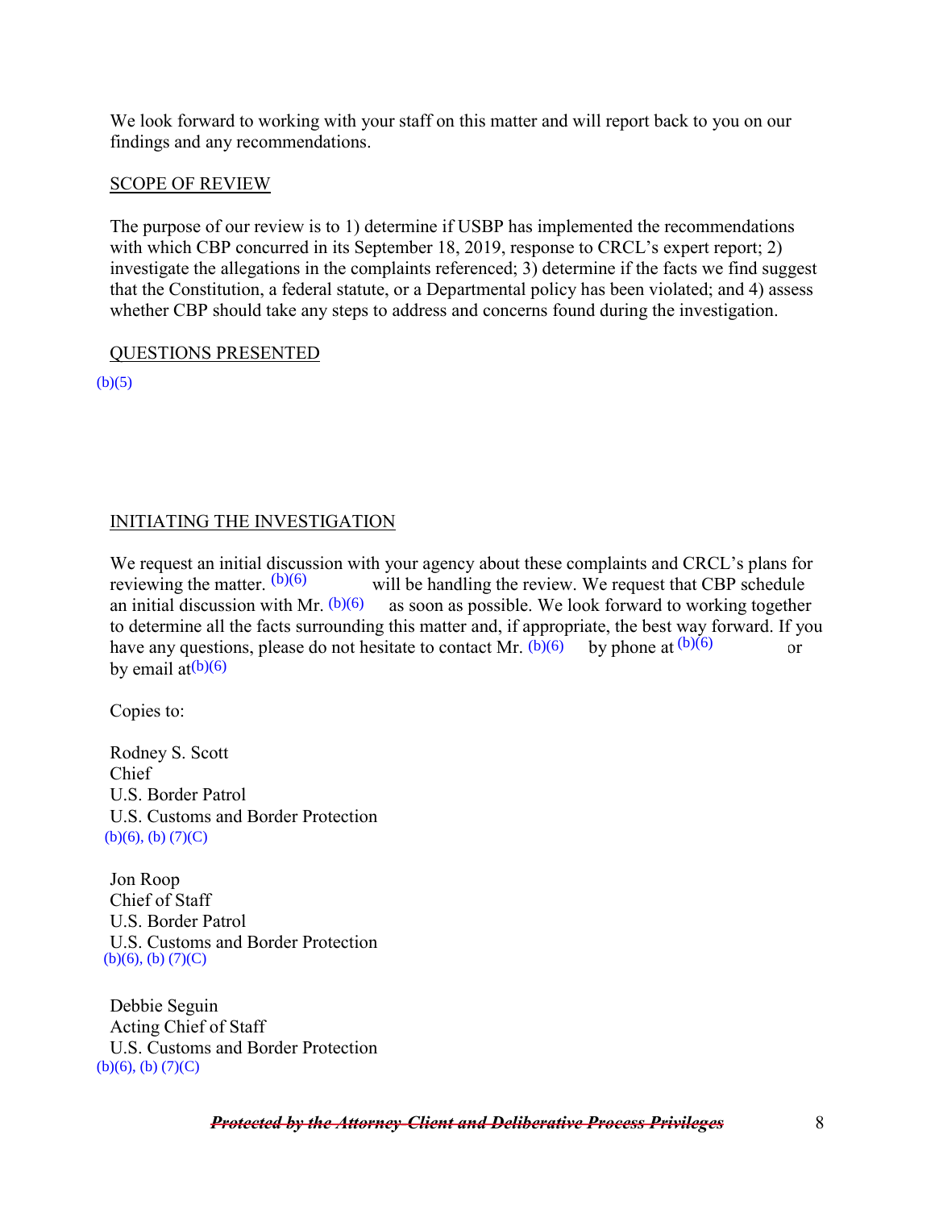We look forward to working with your staff on this matter and will report back to you on our findings and any recommendations.

SCOPE OF REVIEW

The purpose of our review is to 1) determine if USBP has implemented the recommendations with which CBP concurred in its September 18, 2019, response to CRCL's expert report; 2) investigate the allegations in the complaints referenced; 3) determine if the facts we find suggest that the Constitution, a federal statute, or a Departmental policy has been violated; and 4) assess whether CBP should take any steps to address and concerns found during the investigation.

QUESTIONS PRESENTED

(b)(5)

INITIATING THE INVESTIGATION

We request an initial discussion with your agency about these complaints and CRCL's plans for reviewing the matter. (b)(6) will be handling the review. We request that CBP schedule an initial discussion with Mr. (b)(6) as soon as possible. We look forward to working together to determine all the facts surrounding this matter and, if appropriate, the best way forward. If you have any questions, please do not hesitate to contact Mr. (b)(6) by phone at (b)(6) or by email at (b)(6)

Copies to:

Rodney S. Scott
Chief
U.S. Border Patrol
U.S. Customs and Border Protection
(b)(6), (b) (7)(C)

Jon Roop
Chief of Staff
U.S. Border Patrol
U.S. Customs and Border Protection
(b)(6), (b) (7)(C)

Debbie Seguin
Acting Chief of Staff
U.S. Customs and Border Protection
(b)(6), (b) (7)(C)

~~***Protected by the Attorney-Client and Deliberative Process Privileges***~~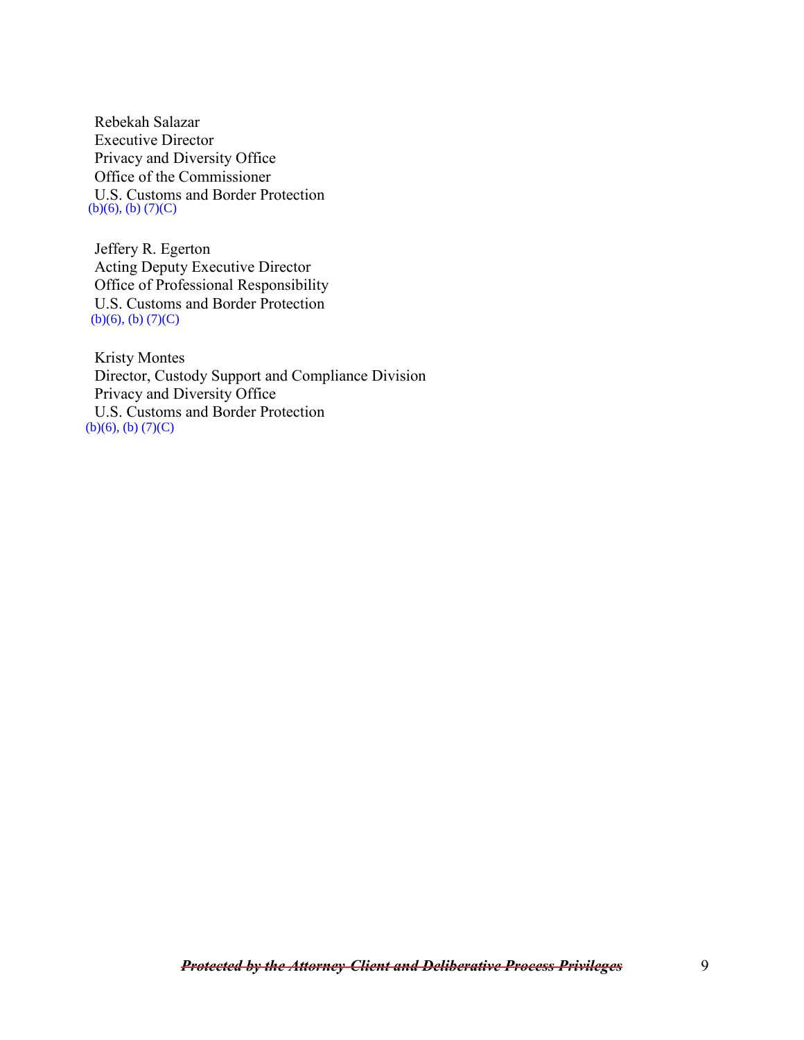Rebekah Salazar
Executive Director
Privacy and Diversity Office
Office of the Commissioner
U.S. Customs and Border Protection
(b)(6), (b) (7)(C)

Jeffery R. Egerton
Acting Deputy Executive Director
Office of Professional Responsibility
U.S. Customs and Border Protection
(b)(6), (b) (7)(C)

Kristy Montes
Director, Custody Support and Compliance Division
Privacy and Diversity Office
U.S. Customs and Border Protection
(b)(6), (b) (7)(C)

~~***Protected by the Attorney-Client and Deliberative Process Privileges***~~